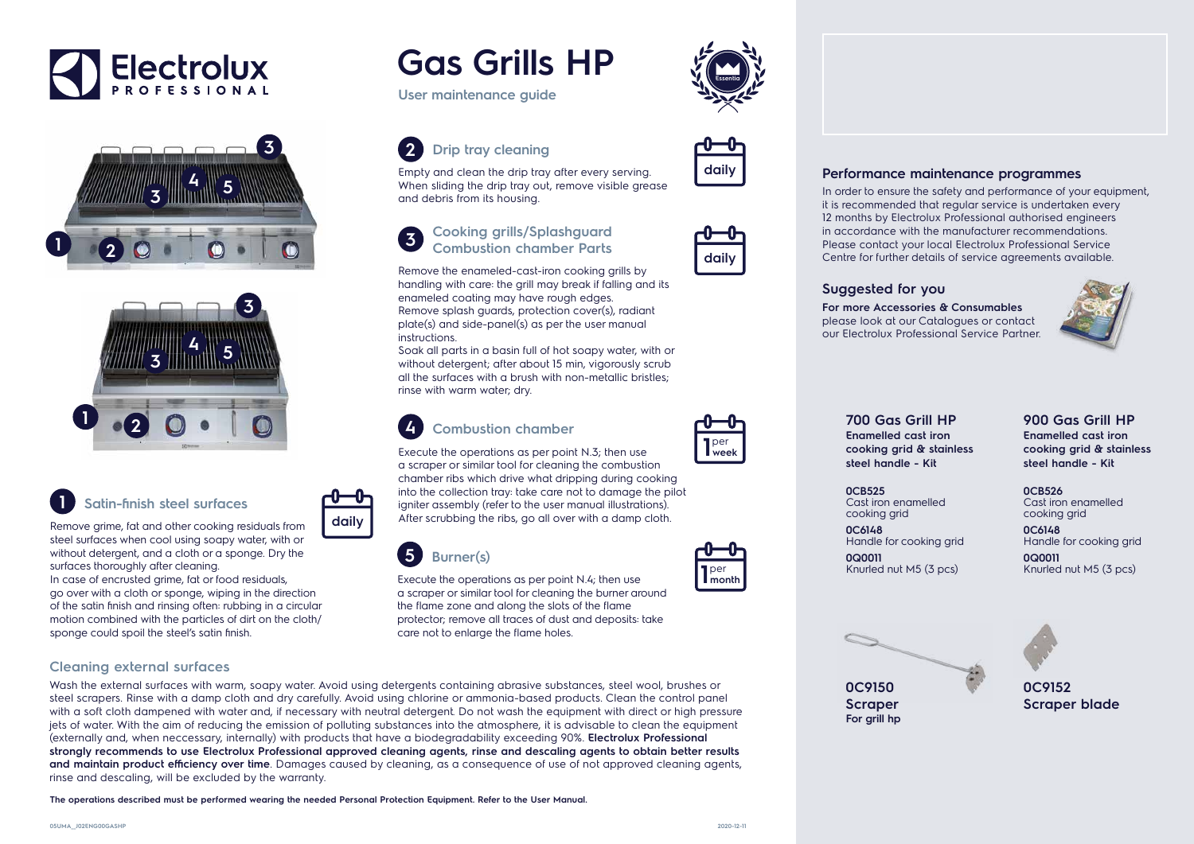# Gas Grills HP

User maintenance guide

## 1 Satin-finish steel surfaces

daily

Remove grime, fat and other cooking residuals from steel surfaces when cool using soapy water, with or without detergent, and a cloth or a sponge. Dry the surfaces thoroughly after cleaning.
In case of encrusted grime, fat or food residuals, go over with a cloth or sponge, wiping in the direction of the satin finish and rinsing often: rubbing in a circular motion combined with the particles of dirt on the cloth/sponge could spoil the steel's satin finish.

## 2 Drip tray cleaning

daily

Empty and clean the drip tray after every serving. When sliding the drip tray out, remove visible grease and debris from its housing.

## 3 Cooking grills/Splashguard Combustion chamber Parts

daily

Remove the enameled-cast-iron cooking grills by handling with care: the grill may break if falling and its enameled coating may have rough edges.
Remove splash guards, protection cover(s), radiant plate(s) and side-panel(s) as per the user manual instructions.
Soak all parts in a basin full of hot soapy water, with or without detergent; after about 15 min, vigorously scrub all the surfaces with a brush with non-metallic bristles; rinse with warm water; dry.

## 4 Combustion chamber

1 per week

Execute the operations as per point N.3; then use a scraper or similar tool for cleaning the combustion chamber ribs which drive what dripping during cooking into the collection tray: take care not to damage the pilot igniter assembly (refer to the user manual illustrations). After scrubbing the ribs, go all over with a damp cloth.

## 5 Burner(s)

1 per month

Execute the operations as per point N.4; then use a scraper or similar tool for cleaning the burner around the flame zone and along the slots of the flame protector; remove all traces of dust and deposits: take care not to enlarge the flame holes.

## Cleaning external surfaces

Wash the external surfaces with warm, soapy water. Avoid using detergents containing abrasive substances, steel wool, brushes or steel scrapers. Rinse with a damp cloth and dry carefully. Avoid using chlorine or ammonia-based products. Clean the control panel with a soft cloth dampened with water and, if necessary with neutral detergent. Do not wash the equipment with direct or high pressure jets of water. With the aim of reducing the emission of polluting substances into the atmosphere, it is advisable to clean the equipment (externally and, when neccessary, internally) with products that have a biodegradability exceeding 90%. **Electrolux Professional strongly recommends to use Electrolux Professional approved cleaning agents, rinse and descaling agents to obtain better results and maintain product efficiency over time**. Damages caused by cleaning, as a consequence of use of not approved cleaning agents, rinse and descaling, will be excluded by the warranty.

**The operations described must be performed wearing the needed Personal Protection Equipment. Refer to the User Manual.**

## Performance maintenance programmes

In order to ensure the safety and performance of your equipment, it is recommended that regular service is undertaken every 12 months by Electrolux Professional authorised engineers in accordance with the manufacturer recommendations. Please contact your local Electrolux Professional Service Centre for further details of service agreements available.

## Suggested for you

**For more Accessories & Consumables** please look at our Catalogues or contact our Electrolux Professional Service Partner.

### 700 Gas Grill HP

**Enamelled cast iron cooking grid & stainless steel handle - Kit**

**0CB525**
Cast iron enamelled cooking grid

**0C6148**
Handle for cooking grid

**0Q0011**
Knurled nut M5 (3 pcs)

### 900 Gas Grill HP

**Enamelled cast iron cooking grid & stainless steel handle - Kit**

**0CB526**
Cast iron enamelled cooking grid

**0C6148**
Handle for cooking grid

**0Q0011**
Knurled nut M5 (3 pcs)

**0C9150**
**Scraper**
**For grill hp**

**0C9152**
**Scraper blade**

05UMA_J02ENG00GASHP 2020-12-11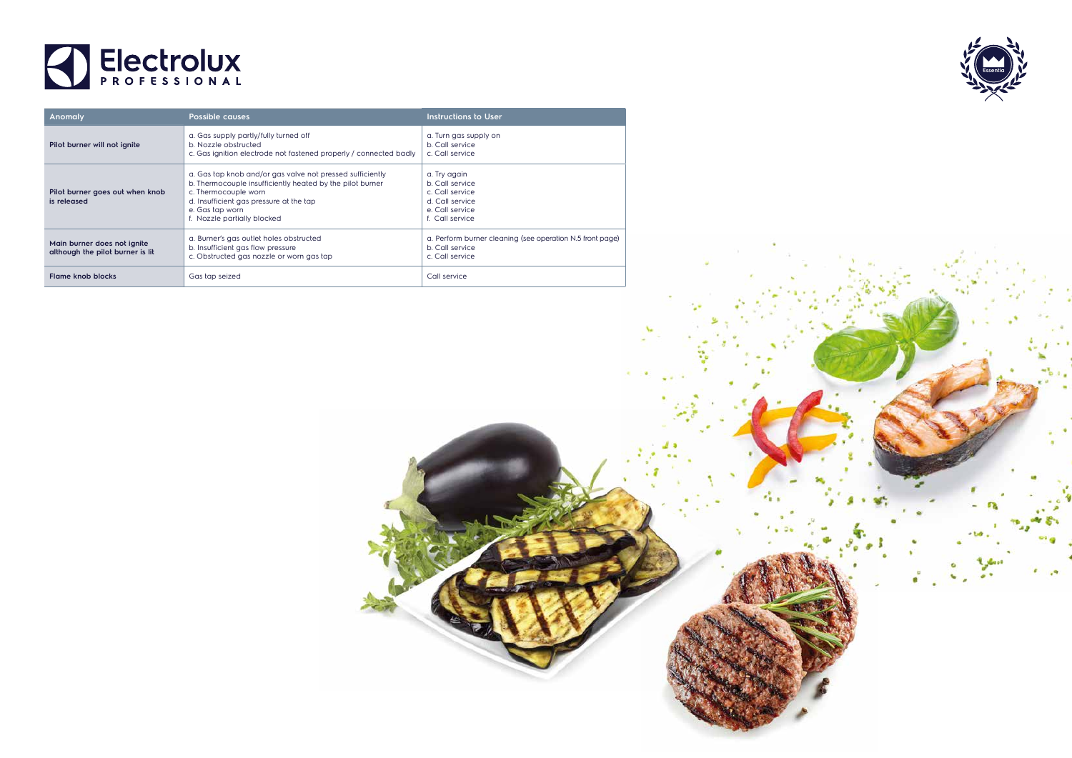| Anomaly | Possible causes | Instructions to User |
| --- | --- | --- |
| **Pilot burner will not ignite** | a. Gas supply partly/fully turned off<br>b. Nozzle obstructed<br>c. Gas ignition electrode not fastened properly / connected badly | a. Turn gas supply on<br>b. Call service<br>c. Call service |
| **Pilot burner goes out when knob is released** | a. Gas tap knob and/or gas valve not pressed sufficiently<br>b. Thermocouple insufficiently heated by the pilot burner<br>c. Thermocouple worn<br>d. Insufficient gas pressure at the tap<br>e. Gas tap worn<br>f. Nozzle partially blocked | a. Try again<br>b. Call service<br>c. Call service<br>d. Call service<br>e. Call service<br>f. Call service |
| **Main burner does not ignite although the pilot burner is lit** | a. Burner's gas outlet holes obstructed<br>b. Insufficient gas flow pressure<br>c. Obstructed gas nozzle or worn gas tap | a. Perform burner cleaning (see operation N.5 front page)<br>b. Call service<br>c. Call service |
| **Flame knob blocks** | Gas tap seized | Call service |